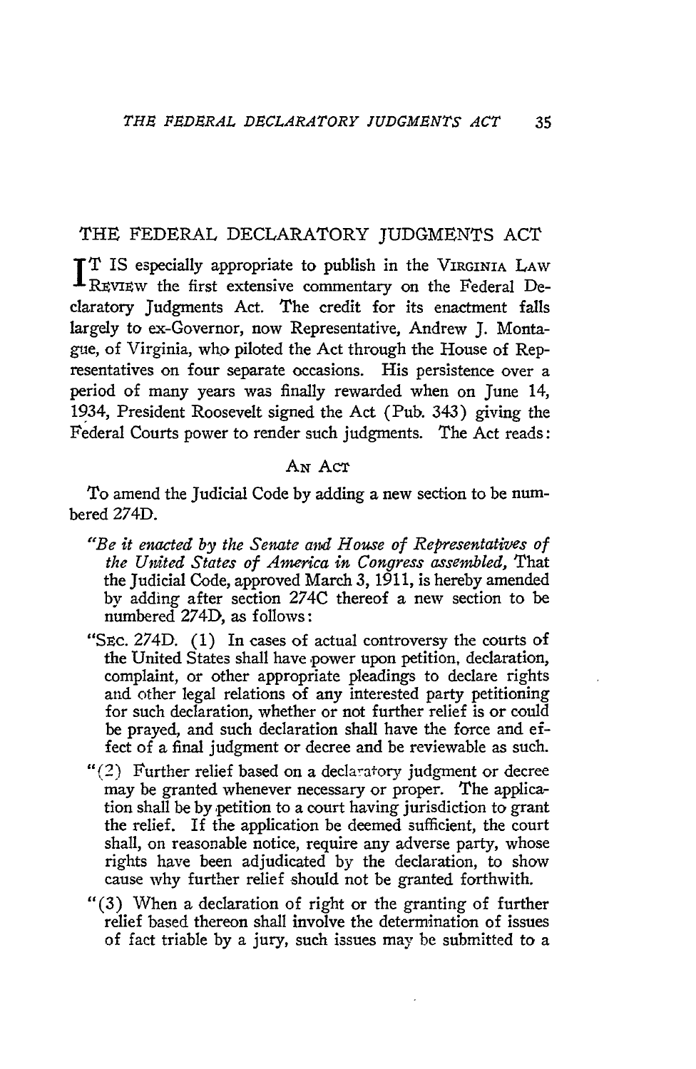# THE FEDERAL DECLARATORY JUDGMENTS ACT

IT IS especially appropriate to publish in the VIRGINIA LAW REVIEW the first extensive commentary on the Federal Declaratory Judgments Act. The credit for its enactment falls largely to ex-Governor, now Representative, Andrew J. Montague, of Virginia, who piloted the Act through the House of Representatives on four separate occasions. His persistence over a period of many years was finally rewarded when on June 14, 1934, President Roosevelt signed the Act (Pub. 343) giving the Federal Courts power to render such judgments. The Act reads:

AN ACT

To amend the Judicial Code by adding a new section to be numbered 274D.

> "*Be it enacted by the Senate and House of Representatives of the United States of America in Congress assembled,* That the Judicial Code, approved March 3, 1911, is hereby amended by adding after section 274C thereof a new section to be numbered 274D, as follows:
>
> "SEC. 274D. (1) In cases of actual controversy the courts of the United States shall have power upon petition, declaration, complaint, or other appropriate pleadings to declare rights and other legal relations of any interested party petitioning for such declaration, whether or not further relief is or could be prayed, and such declaration shall have the force and effect of a final judgment or decree and be reviewable as such.
>
> "(2) Further relief based on a declaratory judgment or decree may be granted whenever necessary or proper. The application shall be by petition to a court having jurisdiction to grant the relief. If the application be deemed sufficient, the court shall, on reasonable notice, require any adverse party, whose rights have been adjudicated by the declaration, to show cause why further relief should not be granted forthwith.
>
> "(3) When a declaration of right or the granting of further relief based thereon shall involve the determination of issues of fact triable by a jury, such issues may be submitted to a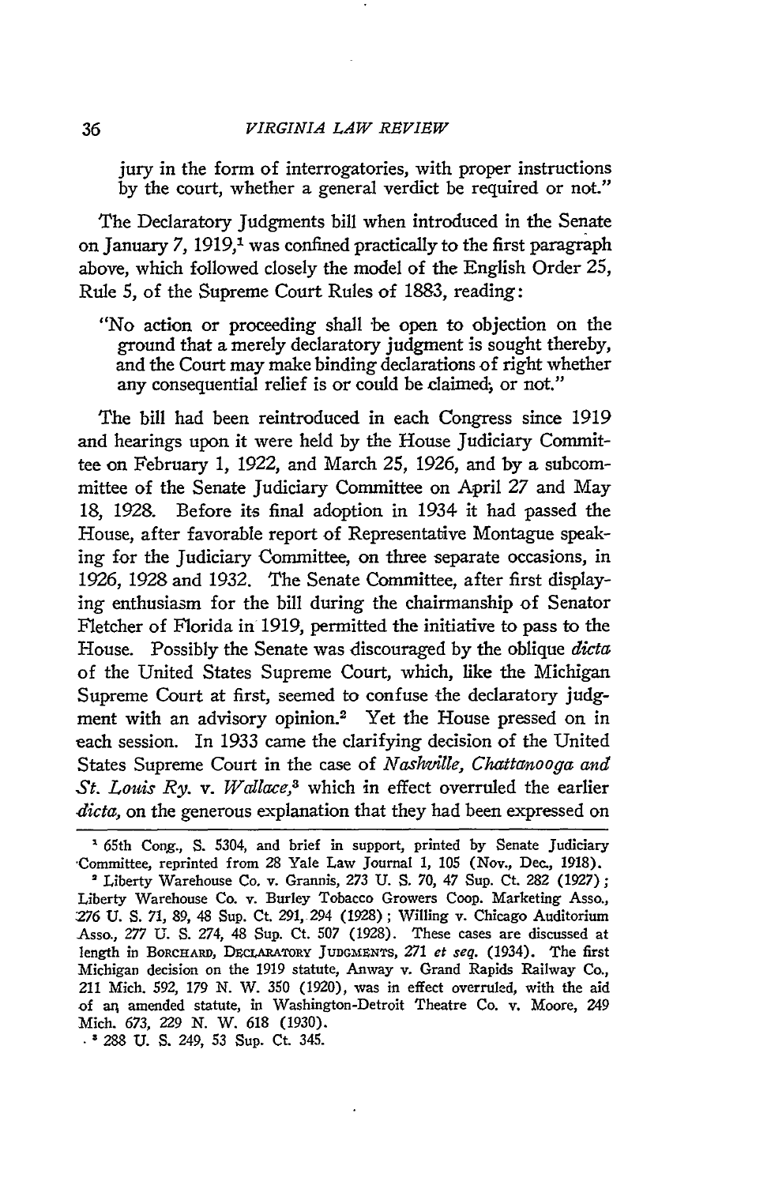> jury in the form of interrogatories, with proper instructions by the court, whether a general verdict be required or not."

The Declaratory Judgments bill when introduced in the Senate on January 7, 1919,[1] was confined practically to the first paragraph above, which followed closely the model of the English Order 25, Rule 5, of the Supreme Court Rules of 1883, reading:

> "No action or proceeding shall be open to objection on the ground that a merely declaratory judgment is sought thereby, and the Court may make binding declarations of right whether any consequential relief is or could be claimed, or not."

The bill had been reintroduced in each Congress since 1919 and hearings upon it were held by the House Judiciary Committee on February 1, 1922, and March 25, 1926, and by a subcommittee of the Senate Judiciary Committee on April 27 and May 18, 1928. Before its final adoption in 1934 it had passed the House, after favorable report of Representative Montague speaking for the Judiciary Committee, on three separate occasions, in 1926, 1928 and 1932. The Senate Committee, after first displaying enthusiasm for the bill during the chairmanship of Senator Fletcher of Florida in 1919, permitted the initiative to pass to the House. Possibly the Senate was discouraged by the oblique *dicta* of the United States Supreme Court, which, like the Michigan Supreme Court at first, seemed to confuse the declaratory judgment with an advisory opinion.[2] Yet the House pressed on in each session. In 1933 came the clarifying decision of the United States Supreme Court in the case of *Nashville, Chattanooga and St. Louis Ry. v. Wallace*,[3] which in effect overruled the earlier *dicta*, on the generous explanation that they had been expressed on

---

[1] 65th Cong., S. 5304, and brief in support, printed by Senate Judiciary Committee, reprinted from 28 Yale Law Journal 1, 105 (Nov., Dec., 1918).

[2] Liberty Warehouse Co. v. Grannis, 273 U. S. 70, 47 Sup. Ct. 282 (1927); Liberty Warehouse Co. v. Burley Tobacco Growers Coop. Marketing Asso., 276 U. S. 71, 89, 48 Sup. Ct. 291, 294 (1928); Willing v. Chicago Auditorium Asso., 277 U. S. 274, 48 Sup. Ct. 507 (1928). These cases are discussed at length in BORCHARD, DECLARATORY JUDGMENTS, 271 *et seq.* (1934). The first Michigan decision on the 1919 statute, Anway v. Grand Rapids Railway Co., 211 Mich. 592, 179 N. W. 350 (1920), was in effect overruled, with the aid of an amended statute, in Washington-Detroit Theatre Co. v. Moore, 249 Mich. 673, 229 N. W. 618 (1930).

[3] 288 U. S. 249, 53 Sup. Ct. 345.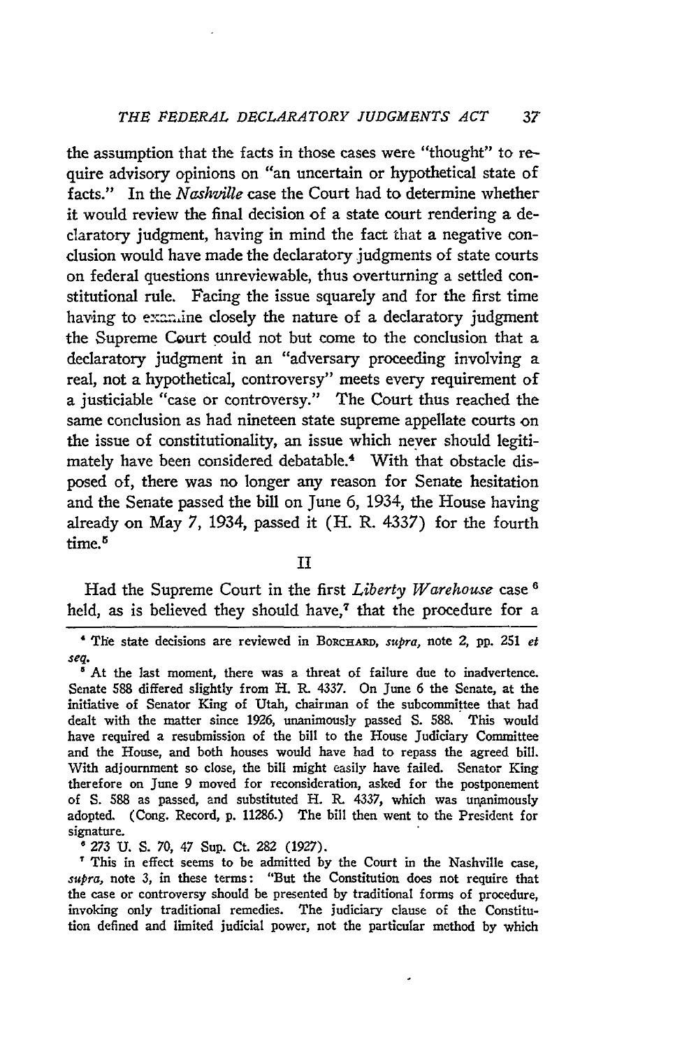the assumption that the facts in those cases were "thought" to require advisory opinions on "an uncertain or hypothetical state of facts." In the *Nashville* case the Court had to determine whether it would review the final decision of a state court rendering a declaratory judgment, having in mind the fact that a negative conclusion would have made the declaratory judgments of state courts on federal questions unreviewable, thus overturning a settled constitutional rule. Facing the issue squarely and for the first time having to examine closely the nature of a declaratory judgment the Supreme Court could not but come to the conclusion that a declaratory judgment in an "adversary proceeding involving a real, not a hypothetical, controversy" meets every requirement of a justiciable "case or controversy." The Court thus reached the same conclusion as had nineteen state supreme appellate courts on the issue of constitutionality, an issue which never should legitimately have been considered debatable.[4] With that obstacle disposed of, there was no longer any reason for Senate hesitation and the Senate passed the bill on June 6, 1934, the House having already on May 7, 1934, passed it (H. R. 4337) for the fourth time.[5]

## II

Had the Supreme Court in the first *Liberty Warehouse* case[6] held, as is believed they should have,[7] that the procedure for a

---

[4] The state decisions are reviewed in BORCHARD, *supra*, note 2, pp. 251 *et seq.*

[5] At the last moment, there was a threat of failure due to inadvertence. Senate 588 differed slightly from H. R. 4337. On June 6 the Senate, at the initiative of Senator King of Utah, chairman of the subcommittee that had dealt with the matter since 1926, unanimously passed S. 588. This would have required a resubmission of the bill to the House Judiciary Committee and the House, and both houses would have had to repass the agreed bill. With adjournment so close, the bill might easily have failed. Senator King therefore on June 9 moved for reconsideration, asked for the postponement of S. 588 as passed, and substituted H. R. 4337, which was unanimously adopted. (Cong. Record, p. 11286.) The bill then went to the President for signature.

[6] 273 U. S. 70, 47 Sup. Ct. 282 (1927).

[7] This in effect seems to be admitted by the Court in the Nashville case, *supra*, note 3, in these terms: "But the Constitution does not require that the case or controversy should be presented by traditional forms of procedure, invoking only traditional remedies. The judiciary clause of the Constitution defined and limited judicial power, not the particular method by which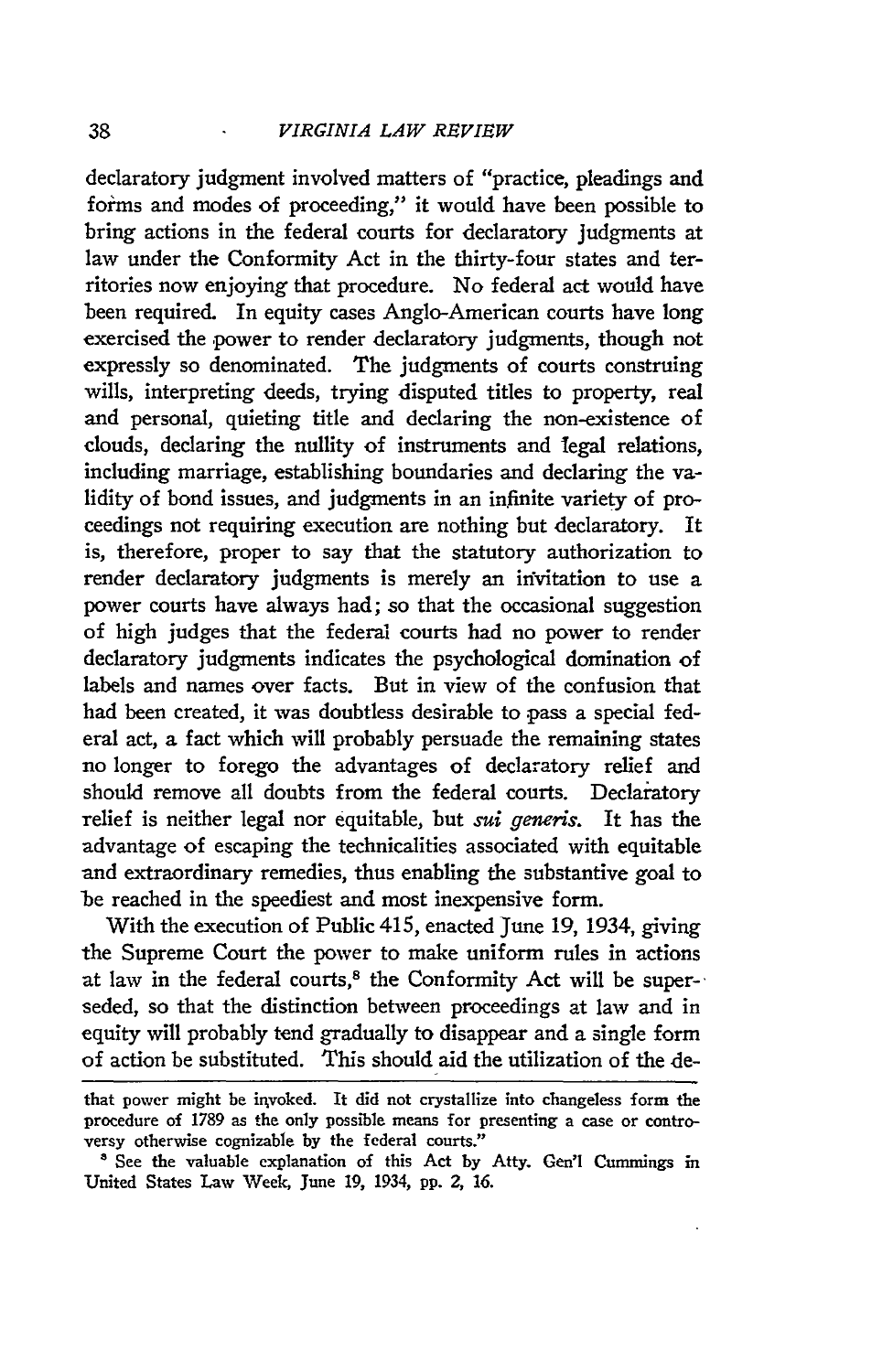declaratory judgment involved matters of "practice, pleadings and forms and modes of proceeding," it would have been possible to bring actions in the federal courts for declaratory judgments at law under the Conformity Act in the thirty-four states and territories now enjoying that procedure. No federal act would have been required. In equity cases Anglo-American courts have long exercised the power to render declaratory judgments, though not expressly so denominated. The judgments of courts construing wills, interpreting deeds, trying disputed titles to property, real and personal, quieting title and declaring the non-existence of clouds, declaring the nullity of instruments and legal relations, including marriage, establishing boundaries and declaring the validity of bond issues, and judgments in an infinite variety of proceedings not requiring execution are nothing but declaratory. It is, therefore, proper to say that the statutory authorization to render declaratory judgments is merely an invitation to use a power courts have always had; so that the occasional suggestion of high judges that the federal courts had no power to render declaratory judgments indicates the psychological domination of labels and names over facts. But in view of the confusion that had been created, it was doubtless desirable to pass a special federal act, a fact which will probably persuade the remaining states no longer to forego the advantages of declaratory relief and should remove all doubts from the federal courts. Declaratory relief is neither legal nor equitable, but *sui generis*. It has the advantage of escaping the technicalities associated with equitable and extraordinary remedies, thus enabling the substantive goal to be reached in the speediest and most inexpensive form.

With the execution of Public 415, enacted June 19, 1934, giving the Supreme Court the power to make uniform rules in actions at law in the federal courts,[8] the Conformity Act will be superseded, so that the distinction between proceedings at law and in equity will probably tend gradually to disappear and a single form of action be substituted. This should aid the utilization of the de-

---

that power might be invoked. It did not crystallize into changeless form the procedure of 1789 as the only possible means for presenting a case or controversy otherwise cognizable by the federal courts."

[8] See the valuable explanation of this Act by Atty. Gen'l Cummings in United States Law Week, June 19, 1934, pp. 2, 16.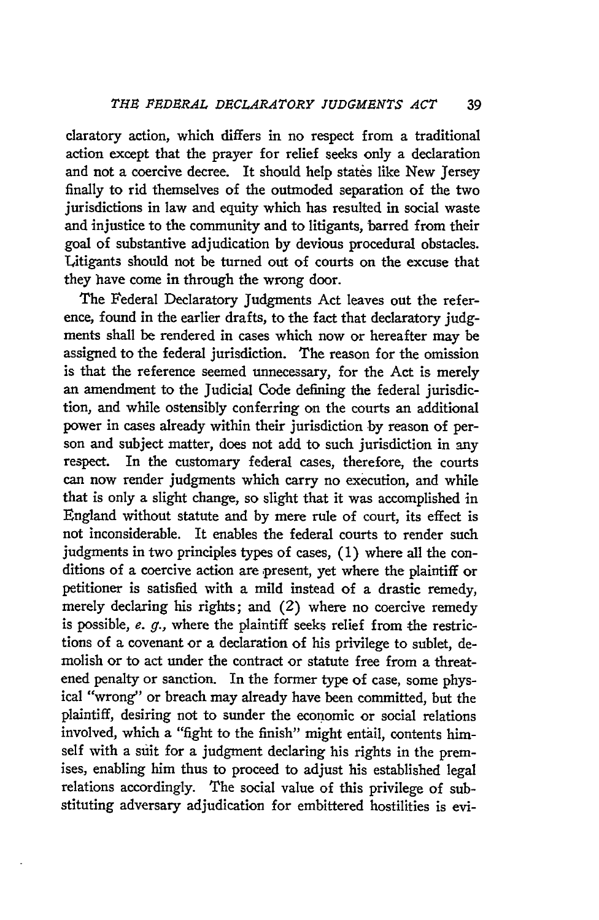claratory action, which differs in no respect from a traditional action except that the prayer for relief seeks only a declaration and not a coercive decree. It should help states like New Jersey finally to rid themselves of the outmoded separation of the two jurisdictions in law and equity which has resulted in social waste and injustice to the community and to litigants, barred from their goal of substantive adjudication by devious procedural obstacles. Litigants should not be turned out of courts on the excuse that they have come in through the wrong door.

The Federal Declaratory Judgments Act leaves out the reference, found in the earlier drafts, to the fact that declaratory judgments shall be rendered in cases which now or hereafter may be assigned to the federal jurisdiction. The reason for the omission is that the reference seemed unnecessary, for the Act is merely an amendment to the Judicial Code defining the federal jurisdiction, and while ostensibly conferring on the courts an additional power in cases already within their jurisdiction by reason of person and subject matter, does not add to such jurisdiction in any respect. In the customary federal cases, therefore, the courts can now render judgments which carry no execution, and while that is only a slight change, so slight that it was accomplished in England without statute and by mere rule of court, its effect is not inconsiderable. It enables the federal courts to render such judgments in two principles types of cases, (1) where all the conditions of a coercive action are present, yet where the plaintiff or petitioner is satisfied with a mild instead of a drastic remedy, merely declaring his rights; and (2) where no coercive remedy is possible, *e. g.*, where the plaintiff seeks relief from the restrictions of a covenant or a declaration of his privilege to sublet, demolish or to act under the contract or statute free from a threatened penalty or sanction. In the former type of case, some physical "wrong" or breach may already have been committed, but the plaintiff, desiring not to sunder the economic or social relations involved, which a "fight to the finish" might entail, contents himself with a suit for a judgment declaring his rights in the premises, enabling him thus to proceed to adjust his established legal relations accordingly. The social value of this privilege of substituting adversary adjudication for embittered hostilities is evi-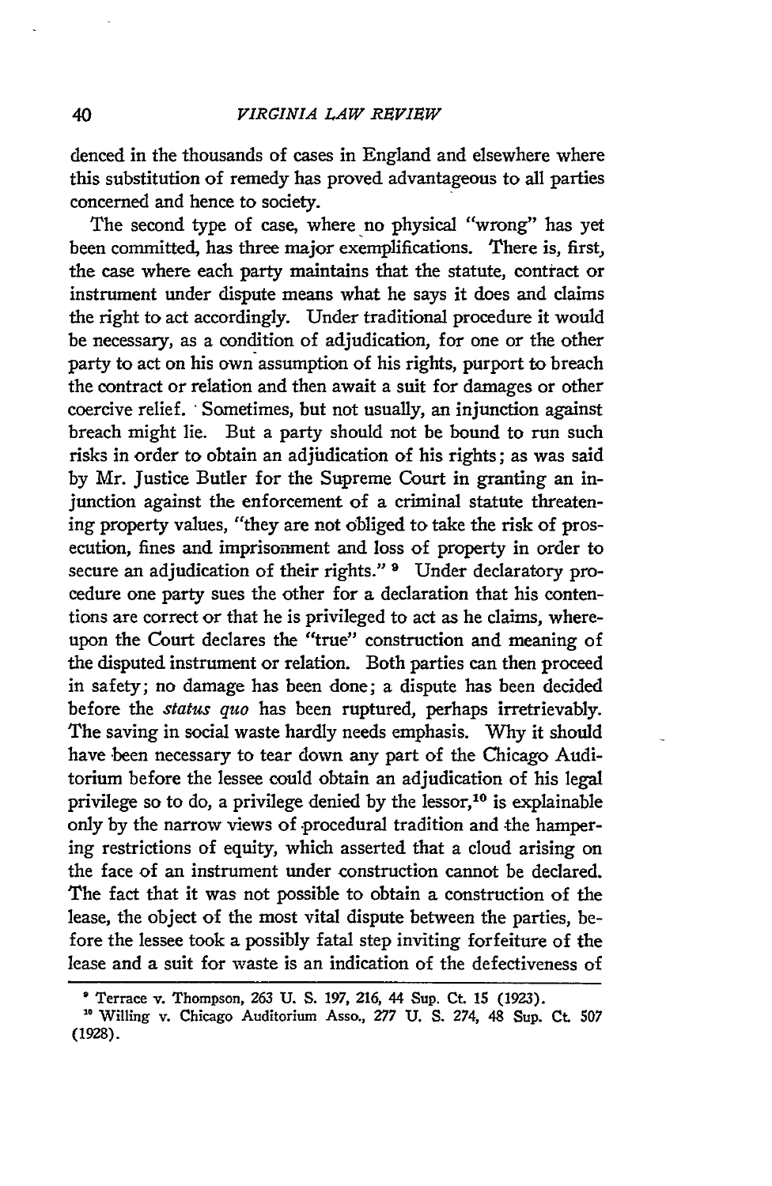denced in the thousands of cases in England and elsewhere where this substitution of remedy has proved advantageous to all parties concerned and hence to society.

The second type of case, where no physical "wrong" has yet been committed, has three major exemplifications. There is, first, the case where each party maintains that the statute, contract or instrument under dispute means what he says it does and claims the right to act accordingly. Under traditional procedure it would be necessary, as a condition of adjudication, for one or the other party to act on his own assumption of his rights, purport to breach the contract or relation and then await a suit for damages or other coercive relief. Sometimes, but not usually, an injunction against breach might lie. But a party should not be bound to run such risks in order to obtain an adjudication of his rights; as was said by Mr. Justice Butler for the Supreme Court in granting an injunction against the enforcement of a criminal statute threatening property values, "they are not obliged to take the risk of prosecution, fines and imprisonment and loss of property in order to secure an adjudication of their rights." [9] Under declaratory procedure one party sues the other for a declaration that his contentions are correct or that he is privileged to act as he claims, whereupon the Court declares the "true" construction and meaning of the disputed instrument or relation. Both parties can then proceed in safety; no damage has been done; a dispute has been decided before the *status quo* has been ruptured, perhaps irretrievably. The saving in social waste hardly needs emphasis. Why it should have been necessary to tear down any part of the Chicago Auditorium before the lessee could obtain an adjudication of his legal privilege so to do, a privilege denied by the lessor,[10] is explainable only by the narrow views of procedural tradition and the hampering restrictions of equity, which asserted that a cloud arising on the face of an instrument under construction cannot be declared. The fact that it was not possible to obtain a construction of the lease, the object of the most vital dispute between the parties, before the lessee took a possibly fatal step inviting forfeiture of the lease and a suit for waste is an indication of the defectiveness of

---

[9] Terrace v. Thompson, 263 U. S. 197, 216, 44 Sup. Ct. 15 (1923).

[10] Willing v. Chicago Auditorium Asso., 277 U. S. 274, 48 Sup. Ct. 507 (1928).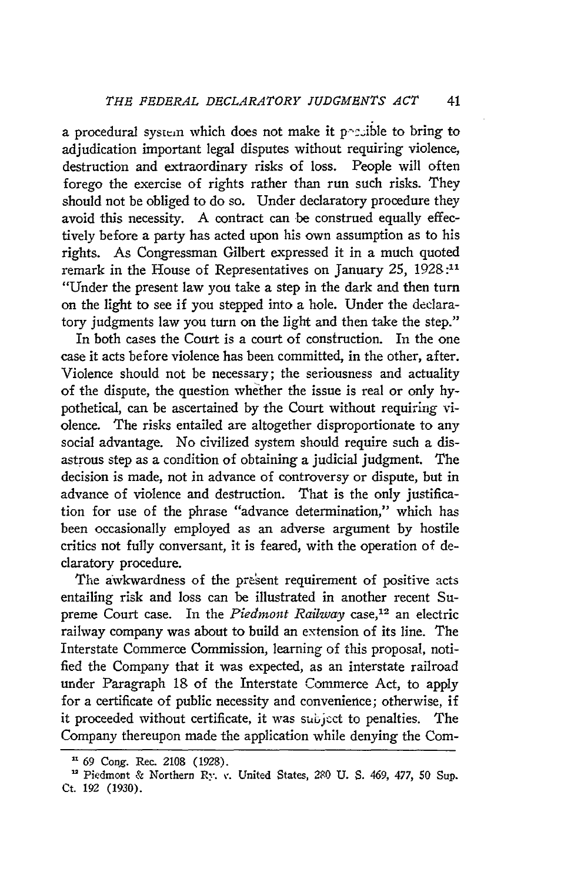a procedural system which does not make it possible to bring to adjudication important legal disputes without requiring violence, destruction and extraordinary risks of loss. People will often forego the exercise of rights rather than run such risks. They should not be obliged to do so. Under declaratory procedure they avoid this necessity. A contract can be construed equally effectively before a party has acted upon his own assumption as to his rights. As Congressman Gilbert expressed it in a much quoted remark in the House of Representatives on January 25, 1928:[11] "Under the present law you take a step in the dark and then turn on the light to see if you stepped into a hole. Under the declaratory judgments law you turn on the light and then take the step."

In both cases the Court is a court of construction. In the one case it acts before violence has been committed, in the other, after. Violence should not be necessary; the seriousness and actuality of the dispute, the question whether the issue is real or only hypothetical, can be ascertained by the Court without requiring violence. The risks entailed are altogether disproportionate to any social advantage. No civilized system should require such a disastrous step as a condition of obtaining a judicial judgment. The decision is made, not in advance of controversy or dispute, but in advance of violence and destruction. That is the only justification for use of the phrase "advance determination," which has been occasionally employed as an adverse argument by hostile critics not fully conversant, it is feared, with the operation of declaratory procedure.

The awkwardness of the present requirement of positive acts entailing risk and loss can be illustrated in another recent Supreme Court case. In the *Piedmont Railway* case,[12] an electric railway company was about to build an extension of its line. The Interstate Commerce Commission, learning of this proposal, notified the Company that it was expected, as an interstate railroad under Paragraph 18 of the Interstate Commerce Act, to apply for a certificate of public necessity and convenience; otherwise, if it proceeded without certificate, it was subject to penalties. The Company thereupon made the application while denying the Com-

---

[11] 69 Cong. Rec. 2108 (1928).

[12] Piedmont & Northern Ry. v. United States, 280 U. S. 469, 477, 50 Sup. Ct. 192 (1930).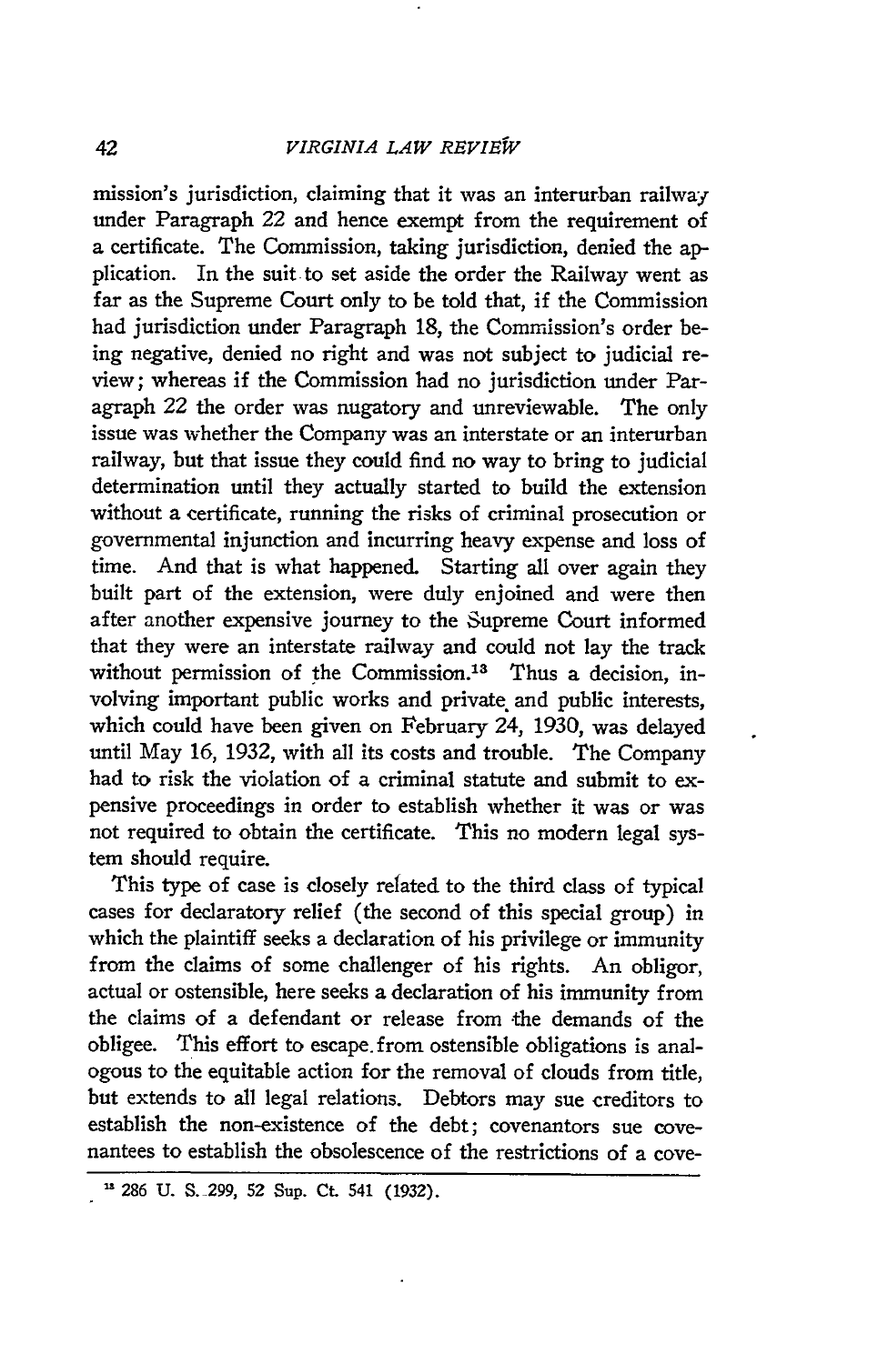mission's jurisdiction, claiming that it was an interurban railway under Paragraph 22 and hence exempt from the requirement of a certificate. The Commission, taking jurisdiction, denied the application. In the suit to set aside the order the Railway went as far as the Supreme Court only to be told that, if the Commission had jurisdiction under Paragraph 18, the Commission's order being negative, denied no right and was not subject to judicial review; whereas if the Commission had no jurisdiction under Paragraph 22 the order was nugatory and unreviewable. The only issue was whether the Company was an interstate or an interurban railway, but that issue they could find no way to bring to judicial determination until they actually started to build the extension without a certificate, running the risks of criminal prosecution or governmental injunction and incurring heavy expense and loss of time. And that is what happened. Starting all over again they built part of the extension, were duly enjoined and were then after another expensive journey to the Supreme Court informed that they were an interstate railway and could not lay the track without permission of the Commission.[13] Thus a decision, involving important public works and private and public interests, which could have been given on February 24, 1930, was delayed until May 16, 1932, with all its costs and trouble. The Company had to risk the violation of a criminal statute and submit to expensive proceedings in order to establish whether it was or was not required to obtain the certificate. This no modern legal system should require.

This type of case is closely related to the third class of typical cases for declaratory relief (the second of this special group) in which the plaintiff seeks a declaration of his privilege or immunity from the claims of some challenger of his rights. An obligor, actual or ostensible, here seeks a declaration of his immunity from the claims of a defendant or release from the demands of the obligee. This effort to escape from ostensible obligations is analogous to the equitable action for the removal of clouds from title, but extends to all legal relations. Debtors may sue creditors to establish the non-existence of the debt; covenantors sue covenantees to establish the obsolescence of the restrictions of a cove-

[13] 286 U. S. 299, 52 Sup. Ct. 541 (1932).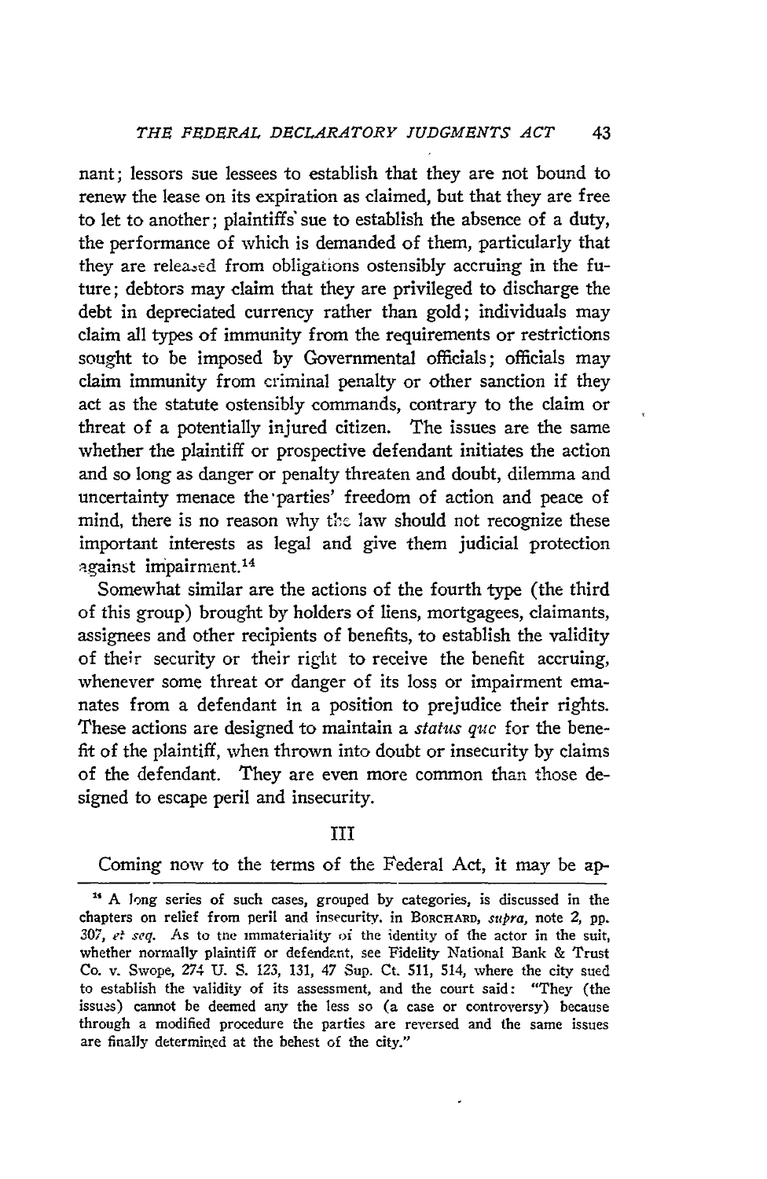nant; lessors sue lessees to establish that they are not bound to renew the lease on its expiration as claimed, but that they are free to let to another; plaintiffs sue to establish the absence of a duty, the performance of which is demanded of them, particularly that they are released from obligations ostensibly accruing in the future; debtors may claim that they are privileged to discharge the debt in depreciated currency rather than gold; individuals may claim all types of immunity from the requirements or restrictions sought to be imposed by Governmental officials; officials may claim immunity from criminal penalty or other sanction if they act as the statute ostensibly commands, contrary to the claim or threat of a potentially injured citizen. The issues are the same whether the plaintiff or prospective defendant initiates the action and so long as danger or penalty threaten and doubt, dilemma and uncertainty menace the parties' freedom of action and peace of mind, there is no reason why the law should not recognize these important interests as legal and give them judicial protection against impairment.[14]

Somewhat similar are the actions of the fourth type (the third of this group) brought by holders of liens, mortgagees, claimants, assignees and other recipients of benefits, to establish the validity of their security or their right to receive the benefit accruing, whenever some threat or danger of its loss or impairment emanates from a defendant in a position to prejudice their rights. These actions are designed to maintain a *status quo* for the benefit of the plaintiff, when thrown into doubt or insecurity by claims of the defendant. They are even more common than those designed to escape peril and insecurity.

## III

Coming now to the terms of the Federal Act, it may be ap-

---

[14] A long series of such cases, grouped by categories, is discussed in the chapters on relief from peril and insecurity, in BORCHARD, *supra*, note 2, pp. 307, *et seq.* As to the immateriality of the identity of the actor in the suit, whether normally plaintiff or defendant, see Fidelity National Bank & Trust Co. v. Swope, 274 U. S. 123, 131, 47 Sup. Ct. 511, 514, where the city sued to establish the validity of its assessment, and the court said: "They (the issues) cannot be deemed any the less so (a case or controversy) because through a modified procedure the parties are reversed and the same issues are finally determined at the behest of the city."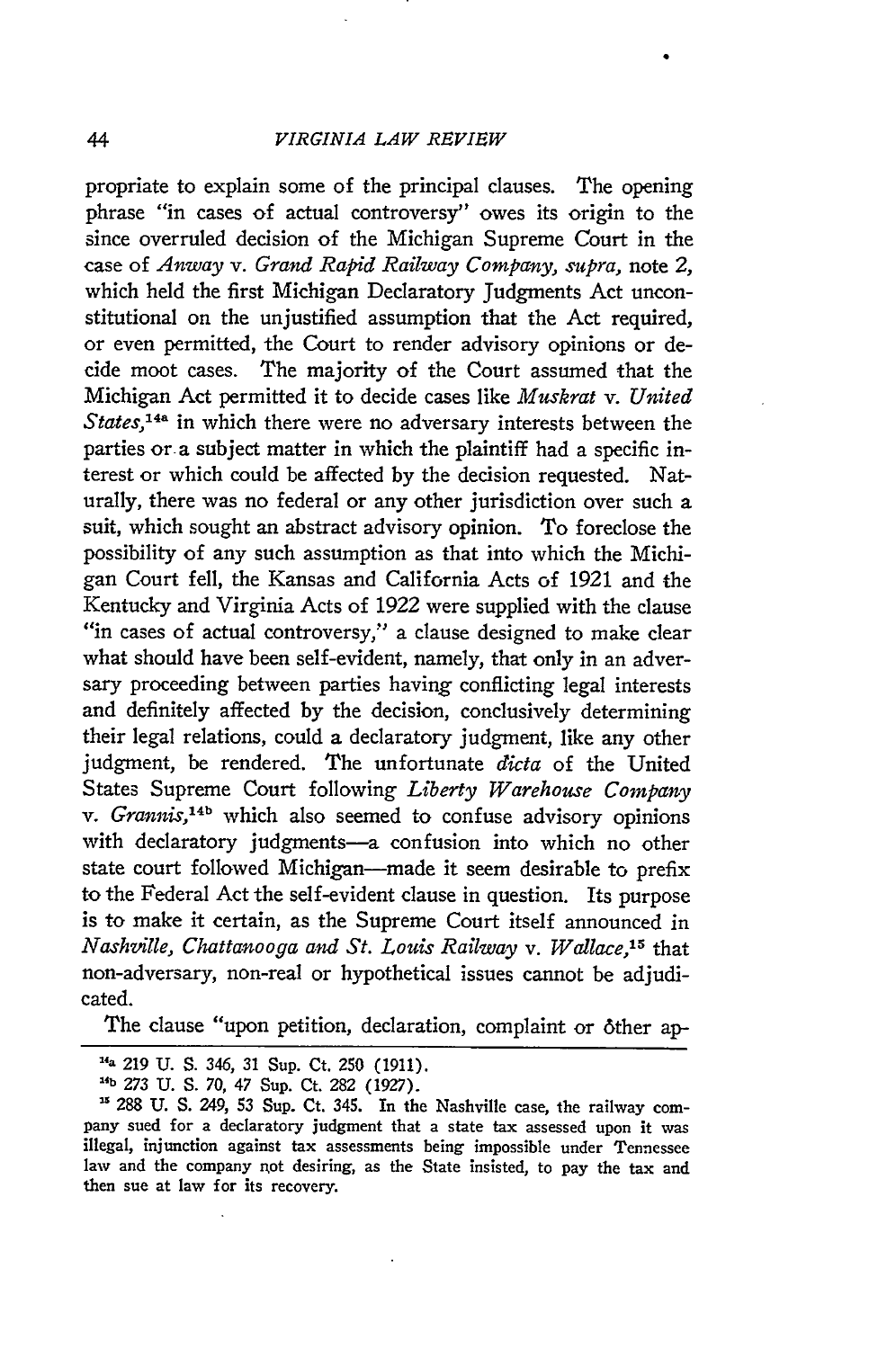propriate to explain some of the principal clauses. The opening phrase "in cases of actual controversy" owes its origin to the since overruled decision of the Michigan Supreme Court in the case of *Anway* v. *Grand Rapid Railway Company*, *supra*, note 2, which held the first Michigan Declaratory Judgments Act unconstitutional on the unjustified assumption that the Act required, or even permitted, the Court to render advisory opinions or decide moot cases. The majority of the Court assumed that the Michigan Act permitted it to decide cases like *Muskrat* v. *United States*,[14a] in which there were no adversary interests between the parties or a subject matter in which the plaintiff had a specific interest or which could be affected by the decision requested. Naturally, there was no federal or any other jurisdiction over such a suit, which sought an abstract advisory opinion. To foreclose the possibility of any such assumption as that into which the Michigan Court fell, the Kansas and California Acts of 1921 and the Kentucky and Virginia Acts of 1922 were supplied with the clause "in cases of actual controversy," a clause designed to make clear what should have been self-evident, namely, that only in an adversary proceeding between parties having conflicting legal interests and definitely affected by the decision, conclusively determining their legal relations, could a declaratory judgment, like any other judgment, be rendered. The unfortunate *dicta* of the United States Supreme Court following *Liberty Warehouse Company* v. *Grannis*,[14b] which also seemed to confuse advisory opinions with declaratory judgments—a confusion into which no other state court followed Michigan—made it seem desirable to prefix to the Federal Act the self-evident clause in question. Its purpose is to make it certain, as the Supreme Court itself announced in *Nashville, Chattanooga and St. Louis Railway* v. *Wallace*,[15] that non-adversary, non-real or hypothetical issues cannot be adjudicated.

The clause "upon petition, declaration, complaint or other ap-

---

[14a] 219 U. S. 346, 31 Sup. Ct. 250 (1911).

[14b] 273 U. S. 70, 47 Sup. Ct. 282 (1927).

[15] 288 U. S. 249, 53 Sup. Ct. 345. In the Nashville case, the railway company sued for a declaratory judgment that a state tax assessed upon it was illegal, injunction against tax assessments being impossible under Tennessee law and the company not desiring, as the State insisted, to pay the tax and then sue at law for its recovery.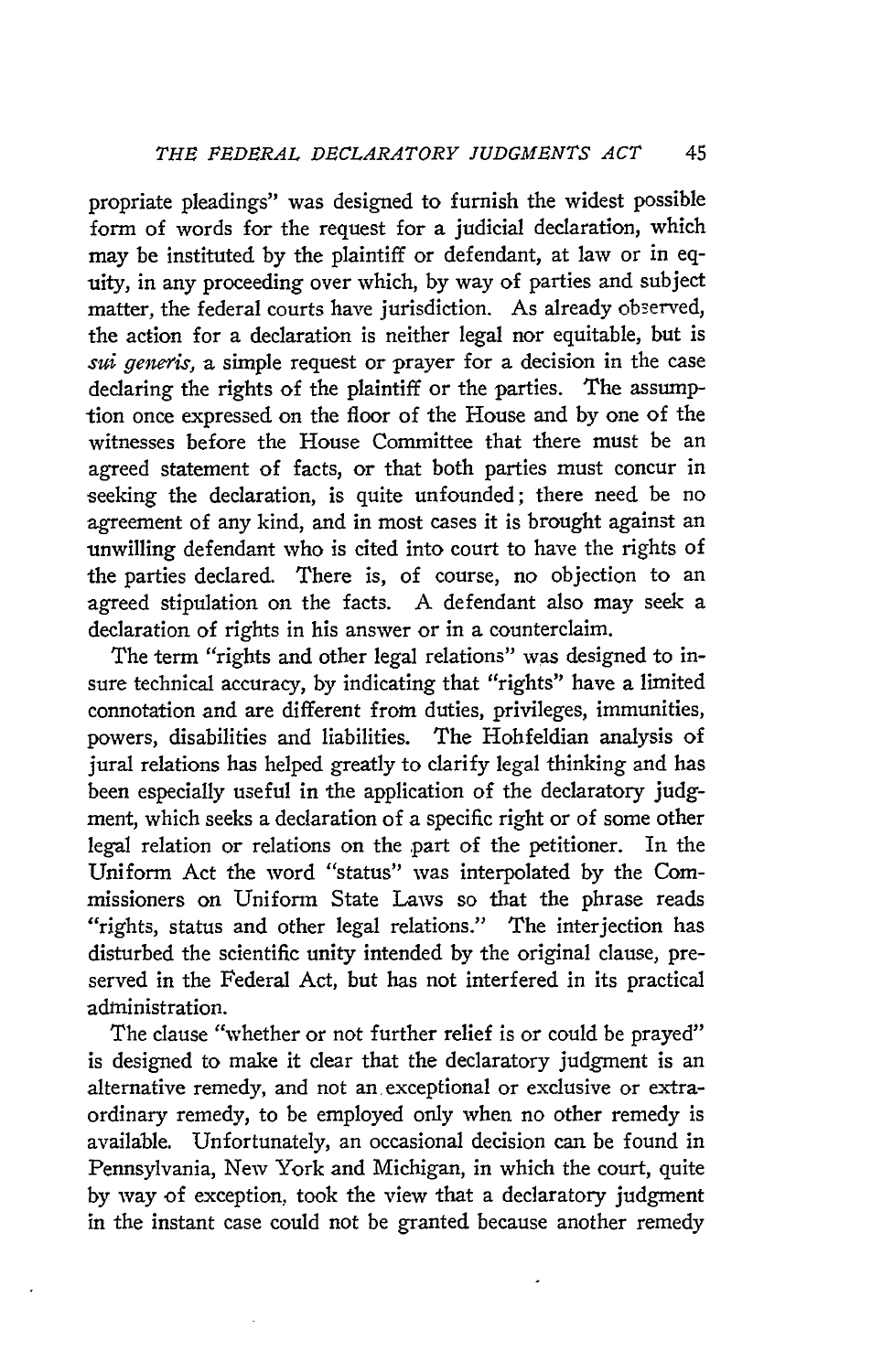propriate pleadings" was designed to furnish the widest possible form of words for the request for a judicial declaration, which may be instituted by the plaintiff or defendant, at law or in equity, in any proceeding over which, by way of parties and subject matter, the federal courts have jurisdiction. As already observed, the action for a declaration is neither legal nor equitable, but is *sui generis,* a simple request or prayer for a decision in the case declaring the rights of the plaintiff or the parties. The assumption once expressed on the floor of the House and by one of the witnesses before the House Committee that there must be an agreed statement of facts, or that both parties must concur in seeking the declaration, is quite unfounded; there need be no agreement of any kind, and in most cases it is brought against an unwilling defendant who is cited into court to have the rights of the parties declared. There is, of course, no objection to an agreed stipulation on the facts. A defendant also may seek a declaration of rights in his answer or in a counterclaim.

The term "rights and other legal relations" was designed to insure technical accuracy, by indicating that "rights" have a limited connotation and are different from duties, privileges, immunities, powers, disabilities and liabilities. The Hohfeldian analysis of jural relations has helped greatly to clarify legal thinking and has been especially useful in the application of the declaratory judgment, which seeks a declaration of a specific right or of some other legal relation or relations on the part of the petitioner. In the Uniform Act the word "status" was interpolated by the Commissioners on Uniform State Laws so that the phrase reads "rights, status and other legal relations." The interjection has disturbed the scientific unity intended by the original clause, preserved in the Federal Act, but has not interfered in its practical administration.

The clause "whether or not further relief is or could be prayed" is designed to make it clear that the declaratory judgment is an alternative remedy, and not an exceptional or exclusive or extraordinary remedy, to be employed only when no other remedy is available. Unfortunately, an occasional decision can be found in Pennsylvania, New York and Michigan, in which the court, quite by way of exception, took the view that a declaratory judgment in the instant case could not be granted because another remedy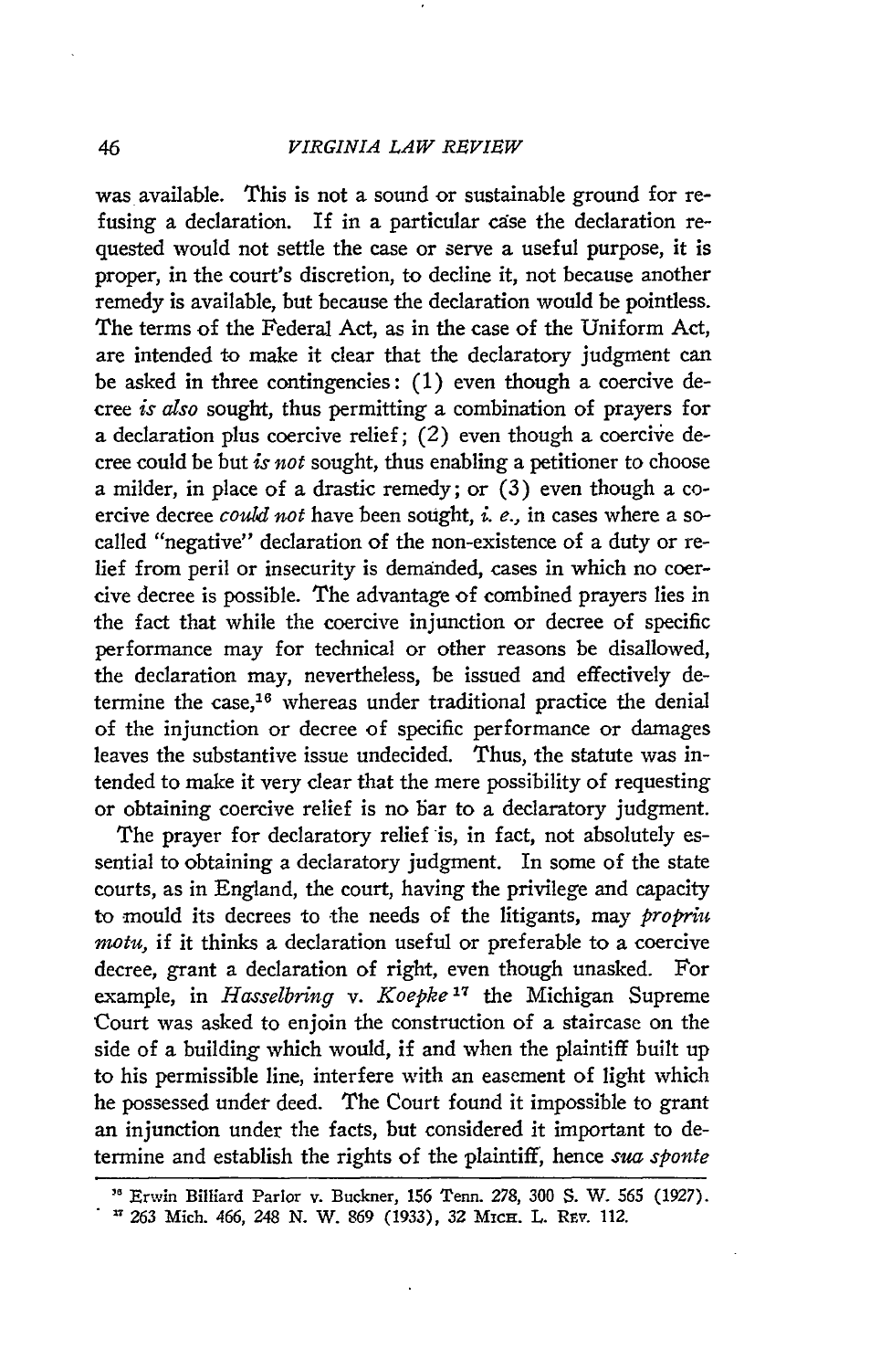was available. This is not a sound or sustainable ground for refusing a declaration. If in a particular case the declaration requested would not settle the case or serve a useful purpose, it is proper, in the court's discretion, to decline it, not because another remedy is available, but because the declaration would be pointless. The terms of the Federal Act, as in the case of the Uniform Act, are intended to make it clear that the declaratory judgment can be asked in three contingencies: (1) even though a coercive decree *is also* sought, thus permitting a combination of prayers for a declaration plus coercive relief; (2) even though a coercive decree could be but *is not* sought, thus enabling a petitioner to choose a milder, in place of a drastic remedy; or (3) even though a coercive decree *could not* have been sought, *i. e.,* in cases where a so-called "negative" declaration of the non-existence of a duty or relief from peril or insecurity is demanded, cases in which no coercive decree is possible. The advantage of combined prayers lies in the fact that while the coercive injunction or decree of specific performance may for technical or other reasons be disallowed, the declaration may, nevertheless, be issued and effectively determine the case,[16] whereas under traditional practice the denial of the injunction or decree of specific performance or damages leaves the substantive issue undecided. Thus, the statute was intended to make it very clear that the mere possibility of requesting or obtaining coercive relief is no bar to a declaratory judgment.

The prayer for declaratory relief is, in fact, not absolutely essential to obtaining a declaratory judgment. In some of the state courts, as in England, the court, having the privilege and capacity to mould its decrees to the needs of the litigants, may *propriu motu,* if it thinks a declaration useful or preferable to a coercive decree, grant a declaration of right, even though unasked. For example, in *Hasselbring* v. *Koepke*[17] the Michigan Supreme Court was asked to enjoin the construction of a staircase on the side of a building which would, if and when the plaintiff built up to his permissible line, interfere with an easement of light which he possessed under deed. The Court found it impossible to grant an injunction under the facts, but considered it important to determine and establish the rights of the plaintiff, hence *sua sponte*

---

[16] Erwin Billiard Parlor v. Buckner, 156 Tenn. 278, 300 S. W. 565 (1927).

[17] 263 Mich. 466, 248 N. W. 869 (1933), 32 Mich. L. Rev. 112.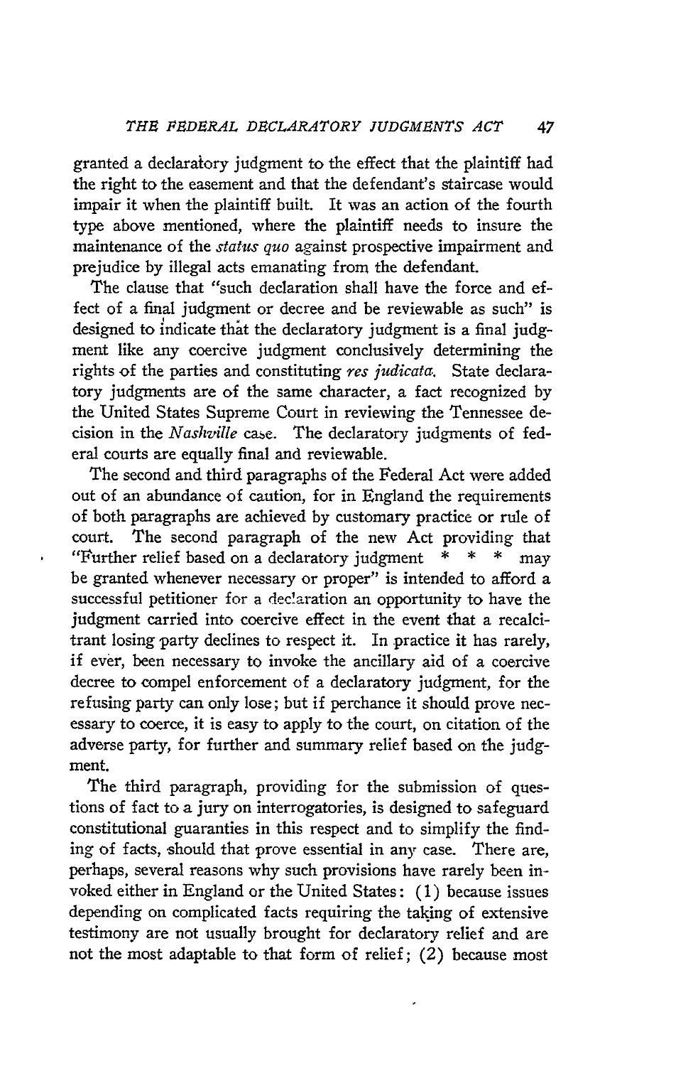granted a declaratory judgment to the effect that the plaintiff had the right to the easement and that the defendant's staircase would impair it when the plaintiff built. It was an action of the fourth type above mentioned, where the plaintiff needs to insure the maintenance of the *status quo* against prospective impairment and prejudice by illegal acts emanating from the defendant.

The clause that "such declaration shall have the force and effect of a final judgment or decree and be reviewable as such" is designed to indicate that the declaratory judgment is a final judgment like any coercive judgment conclusively determining the rights of the parties and constituting *res judicata*. State declaratory judgments are of the same character, a fact recognized by the United States Supreme Court in reviewing the Tennessee decision in the *Nashville* case. The declaratory judgments of federal courts are equally final and reviewable.

The second and third paragraphs of the Federal Act were added out of an abundance of caution, for in England the requirements of both paragraphs are achieved by customary practice or rule of court. The second paragraph of the new Act providing that "Further relief based on a declaratory judgment * * * may be granted whenever necessary or proper" is intended to afford a successful petitioner for a declaration an opportunity to have the judgment carried into coercive effect in the event that a recalcitrant losing party declines to respect it. In practice it has rarely, if ever, been necessary to invoke the ancillary aid of a coercive decree to compel enforcement of a declaratory judgment, for the refusing party can only lose; but if perchance it should prove necessary to coerce, it is easy to apply to the court, on citation of the adverse party, for further and summary relief based on the judgment.

The third paragraph, providing for the submission of questions of fact to a jury on interrogatories, is designed to safeguard constitutional guaranties in this respect and to simplify the finding of facts, should that prove essential in any case. There are, perhaps, several reasons why such provisions have rarely been invoked either in England or the United States: (1) because issues depending on complicated facts requiring the taking of extensive testimony are not usually brought for declaratory relief and are not the most adaptable to that form of relief; (2) because most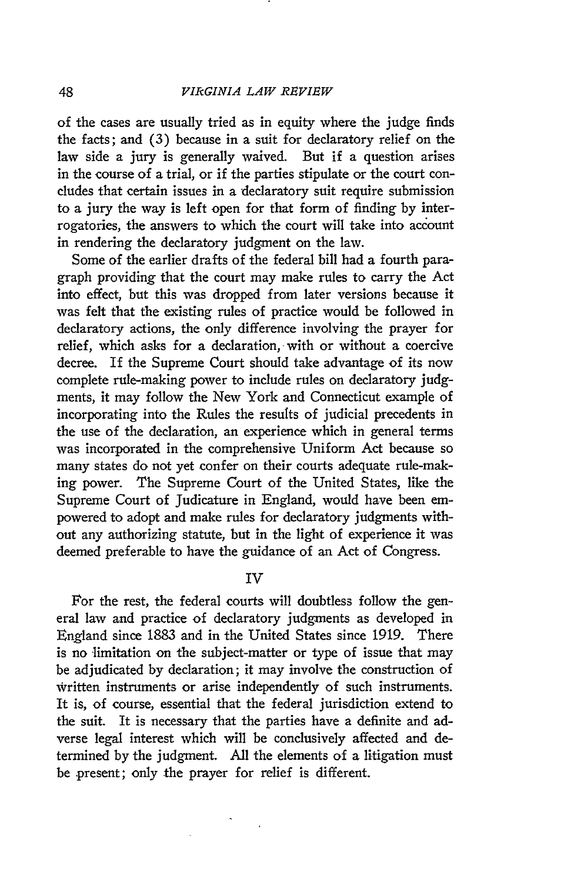of the cases are usually tried as in equity where the judge finds the facts; and (3) because in a suit for declaratory relief on the law side a jury is generally waived. But if a question arises in the course of a trial, or if the parties stipulate or the court concludes that certain issues in a declaratory suit require submission to a jury the way is left open for that form of finding by interrogatories, the answers to which the court will take into account in rendering the declaratory judgment on the law.

Some of the earlier drafts of the federal bill had a fourth paragraph providing that the court may make rules to carry the Act into effect, but this was dropped from later versions because it was felt that the existing rules of practice would be followed in declaratory actions, the only difference involving the prayer for relief, which asks for a declaration, with or without a coercive decree. If the Supreme Court should take advantage of its now complete rule-making power to include rules on declaratory judgments, it may follow the New York and Connecticut example of incorporating into the Rules the results of judicial precedents in the use of the declaration, an experience which in general terms was incorporated in the comprehensive Uniform Act because so many states do not yet confer on their courts adequate rule-making power. The Supreme Court of the United States, like the Supreme Court of Judicature in England, would have been empowered to adopt and make rules for declaratory judgments without any authorizing statute, but in the light of experience it was deemed preferable to have the guidance of an Act of Congress.

## IV

For the rest, the federal courts will doubtless follow the general law and practice of declaratory judgments as developed in England since 1883 and in the United States since 1919. There is no limitation on the subject-matter or type of issue that may be adjudicated by declaration; it may involve the construction of written instruments or arise independently of such instruments. It is, of course, essential that the federal jurisdiction extend to the suit. It is necessary that the parties have a definite and adverse legal interest which will be conclusively affected and determined by the judgment. All the elements of a litigation must be present; only the prayer for relief is different.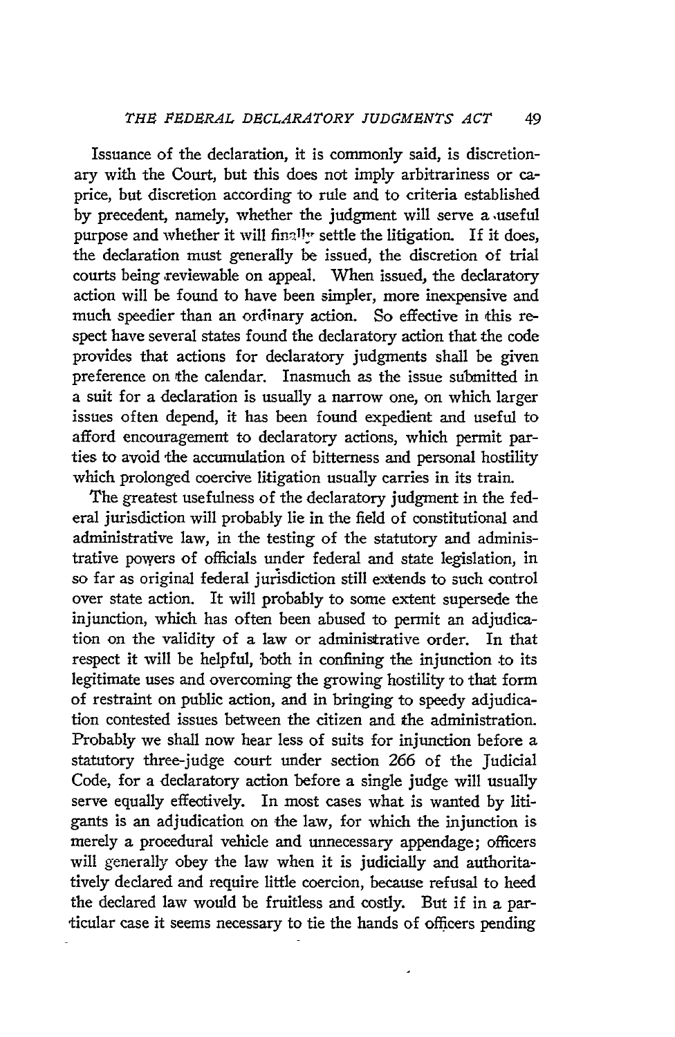Issuance of the declaration, it is commonly said, is discretionary with the Court, but this does not imply arbitrariness or caprice, but discretion according to rule and to criteria established by precedent, namely, whether the judgment will serve a useful purpose and whether it will finally settle the litigation. If it does, the declaration must generally be issued, the discretion of trial courts being reviewable on appeal. When issued, the declaratory action will be found to have been simpler, more inexpensive and much speedier than an ordinary action. So effective in this respect have several states found the declaratory action that the code provides that actions for declaratory judgments shall be given preference on the calendar. Inasmuch as the issue submitted in a suit for a declaration is usually a narrow one, on which larger issues often depend, it has been found expedient and useful to afford encouragement to declaratory actions, which permit parties to avoid the accumulation of bitterness and personal hostility which prolonged coercive litigation usually carries in its train.

The greatest usefulness of the declaratory judgment in the federal jurisdiction will probably lie in the field of constitutional and administrative law, in the testing of the statutory and administrative powers of officials under federal and state legislation, in so far as original federal jurisdiction still extends to such control over state action. It will probably to some extent supersede the injunction, which has often been abused to permit an adjudication on the validity of a law or administrative order. In that respect it will be helpful, both in confining the injunction to its legitimate uses and overcoming the growing hostility to that form of restraint on public action, and in bringing to speedy adjudication contested issues between the citizen and the administration. Probably we shall now hear less of suits for injunction before a statutory three-judge court under section 266 of the Judicial Code, for a declaratory action before a single judge will usually serve equally effectively. In most cases what is wanted by litigants is an adjudication on the law, for which the injunction is merely a procedural vehicle and unnecessary appendage; officers will generally obey the law when it is judicially and authoritatively declared and require little coercion, because refusal to heed the declared law would be fruitless and costly. But if in a particular case it seems necessary to tie the hands of officers pending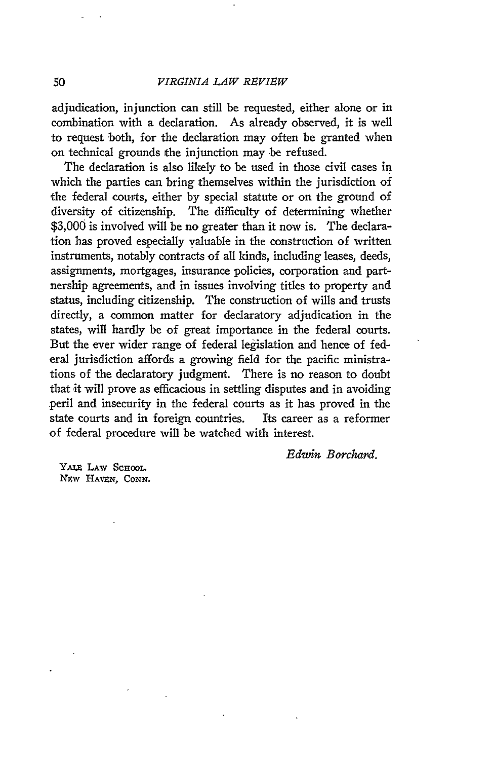adjudication, injunction can still be requested, either alone or in combination with a declaration. As already observed, it is well to request both, for the declaration may often be granted when on technical grounds the injunction may be refused.

The declaration is also likely to be used in those civil cases in which the parties can bring themselves within the jurisdiction of the federal courts, either by special statute or on the ground of diversity of citizenship. The difficulty of determining whether $3,000 is involved will be no greater than it now is. The declaration has proved especially valuable in the construction of written instruments, notably contracts of all kinds, including leases, deeds, assignments, mortgages, insurance policies, corporation and partnership agreements, and in issues involving titles to property and status, including citizenship. The construction of wills and trusts directly, a common matter for declaratory adjudication in the states, will hardly be of great importance in the federal courts. But the ever wider range of federal legislation and hence of federal jurisdiction affords a growing field for the pacific ministrations of the declaratory judgment. There is no reason to doubt that it will prove as efficacious in settling disputes and in avoiding peril and insecurity in the federal courts as it has proved in the state courts and in foreign countries. Its career as a reformer of federal procedure will be watched with interest.

*Edwin Borchard.*

YALE LAW SCHOOL.
NEW HAVEN, CONN.